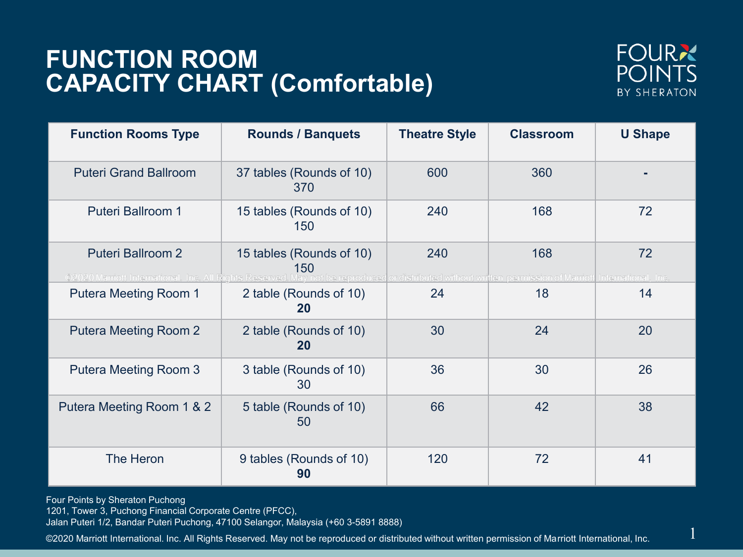# FUNCTION ROOM CAPACITY CHART (Comfortable)

FOUR POINTS BY SHERATON

| Function Rooms Type | Rounds / Banquets | Theatre Style | Classroom | U Shape |
|---|---|---|---|---|
| Puteri Grand Ballroom | 37 tables (Rounds of 10) 370 | 600 | 360 | - |
| Puteri Ballroom 1 | 15 tables (Rounds of 10) 150 | 240 | 168 | 72 |
| Puteri Ballroom 2 | 15 tables (Rounds of 10) 150 | 240 | 168 | 72 |
| Putera Meeting Room 1 | 2 table (Rounds of 10) **20** | 24 | 18 | 14 |
| Putera Meeting Room 2 | 2 table (Rounds of 10) **20** | 30 | 24 | 20 |
| Putera Meeting Room 3 | 3 table (Rounds of 10) 30 | 36 | 30 | 26 |
| Putera Meeting Room 1 & 2 | 5 table (Rounds of 10) 50 | 66 | 42 | 38 |
| The Heron | 9 tables (Rounds of 10) **90** | 120 | 72 | 41 |

Four Points by Sheraton Puchong
1201, Tower 3, Puchong Financial Corporate Centre (PFCC),
Jalan Puteri 1/2, Bandar Puteri Puchong, 47100 Selangor, Malaysia (+60 3-5891 8888)

©2020 Marriott International. Inc. All Rights Reserved. May not be reproduced or distributed without written permission of Marriott International, Inc.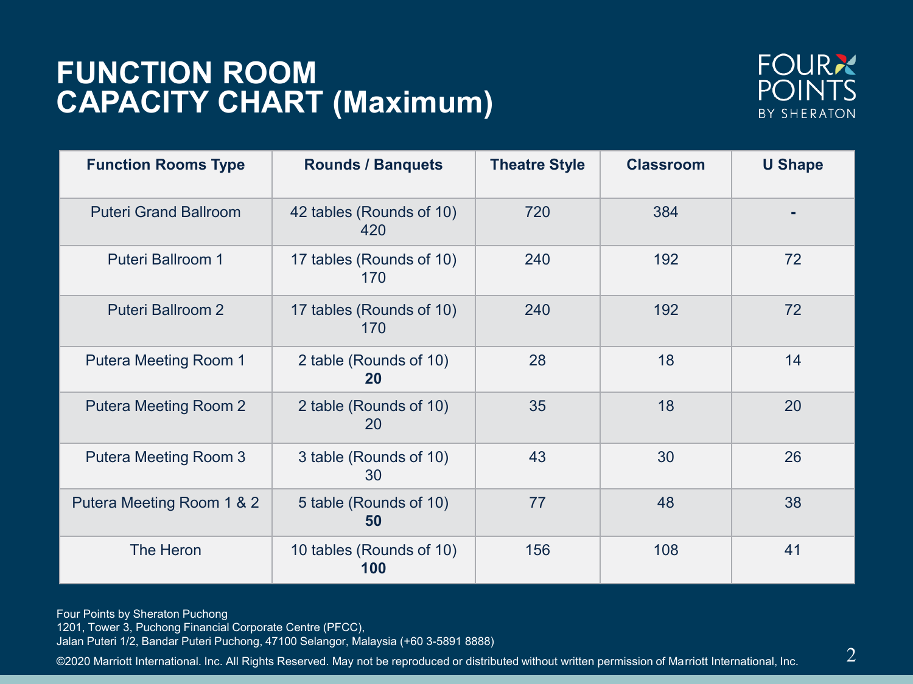# FUNCTION ROOM CAPACITY CHART (Maximum)

FOUR POINTS BY SHERATON

| Function Rooms Type | Rounds / Banquets | Theatre Style | Classroom | U Shape |
|---|---|---|---|---|
| Puteri Grand Ballroom | 42 tables (Rounds of 10) 420 | 720 | 384 | - |
| Puteri Ballroom 1 | 17 tables (Rounds of 10) 170 | 240 | 192 | 72 |
| Puteri Ballroom 2 | 17 tables (Rounds of 10) 170 | 240 | 192 | 72 |
| Putera Meeting Room 1 | 2 table (Rounds of 10) **20** | 28 | 18 | 14 |
| Putera Meeting Room 2 | 2 table (Rounds of 10) 20 | 35 | 18 | 20 |
| Putera Meeting Room 3 | 3 table (Rounds of 10) 30 | 43 | 30 | 26 |
| Putera Meeting Room 1 & 2 | 5 table (Rounds of 10) **50** | 77 | 48 | 38 |
| The Heron | 10 tables (Rounds of 10) **100** | 156 | 108 | 41 |

Four Points by Sheraton Puchong
1201, Tower 3, Puchong Financial Corporate Centre (PFCC),
Jalan Puteri 1/2, Bandar Puteri Puchong, 47100 Selangor, Malaysia (+60 3-5891 8888)

©2020 Marriott International. Inc. All Rights Reserved. May not be reproduced or distributed without written permission of Marriott International, Inc.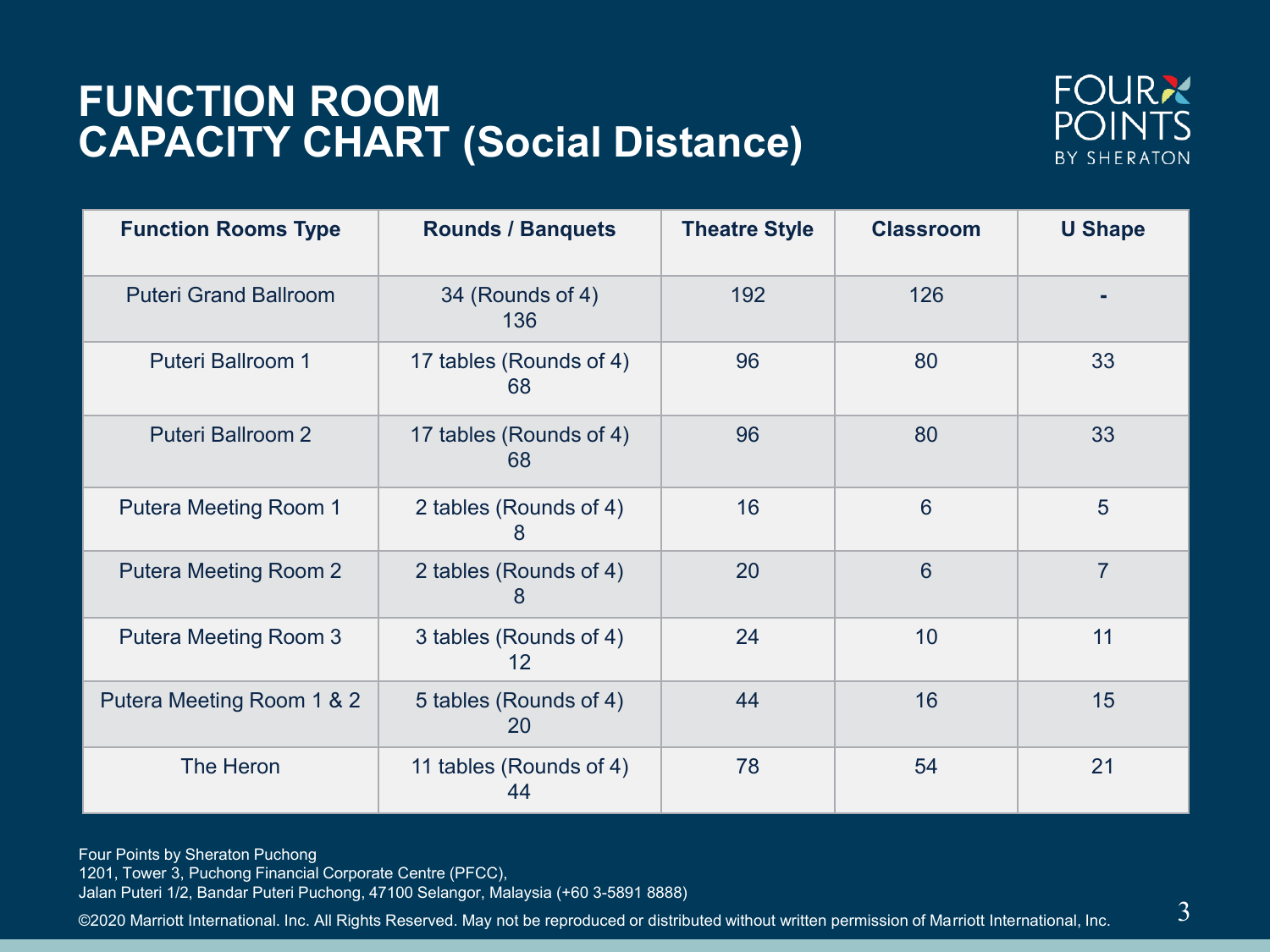# FUNCTION ROOM CAPACITY CHART (Social Distance)

FOUR POINTS BY SHERATON

| Function Rooms Type | Rounds / Banquets | Theatre Style | Classroom | U Shape |
|---|---|---|---|---|
| Puteri Grand Ballroom | 34 (Rounds of 4) 136 | 192 | 126 | - |
| Puteri Ballroom 1 | 17 tables (Rounds of 4) 68 | 96 | 80 | 33 |
| Puteri Ballroom 2 | 17 tables (Rounds of 4) 68 | 96 | 80 | 33 |
| Putera Meeting Room 1 | 2 tables (Rounds of 4) 8 | 16 | 6 | 5 |
| Putera Meeting Room 2 | 2 tables (Rounds of 4) 8 | 20 | 6 | 7 |
| Putera Meeting Room 3 | 3 tables (Rounds of 4) 12 | 24 | 10 | 11 |
| Putera Meeting Room 1 & 2 | 5 tables (Rounds of 4) 20 | 44 | 16 | 15 |
| The Heron | 11 tables (Rounds of 4) 44 | 78 | 54 | 21 |

Four Points by Sheraton Puchong
1201, Tower 3, Puchong Financial Corporate Centre (PFCC),
Jalan Puteri 1/2, Bandar Puteri Puchong, 47100 Selangor, Malaysia (+60 3-5891 8888)

©2020 Marriott International. Inc. All Rights Reserved. May not be reproduced or distributed without written permission of Marriott International, Inc.